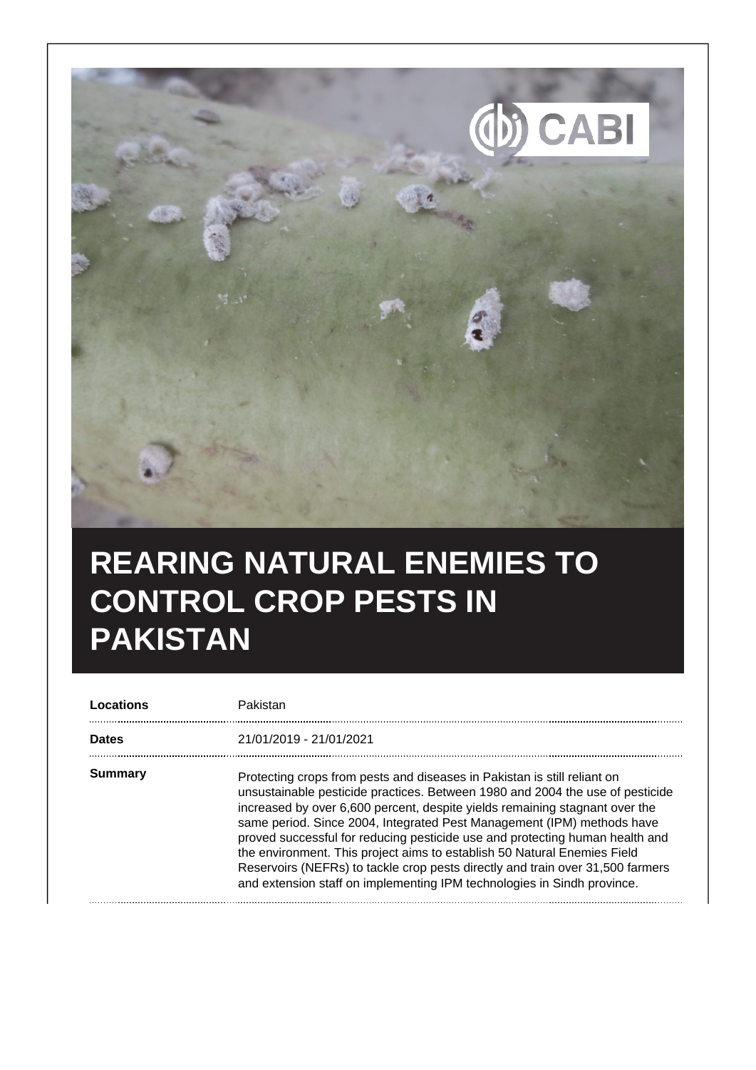# REARING NATURAL ENEMIES TO CONTROL CROP PESTS IN PAKISTAN

| | |
|---|---|
| **Locations** | Pakistan |
| **Dates** | 21/01/2019 - 21/01/2021 |
| **Summary** | Protecting crops from pests and diseases in Pakistan is still reliant on unsustainable pesticide practices. Between 1980 and 2004 the use of pesticide increased by over 6,600 percent, despite yields remaining stagnant over the same period. Since 2004, Integrated Pest Management (IPM) methods have proved successful for reducing pesticide use and protecting human health and the environment. This project aims to establish 50 Natural Enemies Field Reservoirs (NEFRs) to tackle crop pests directly and train over 31,500 farmers and extension staff on implementing IPM technologies in Sindh province. |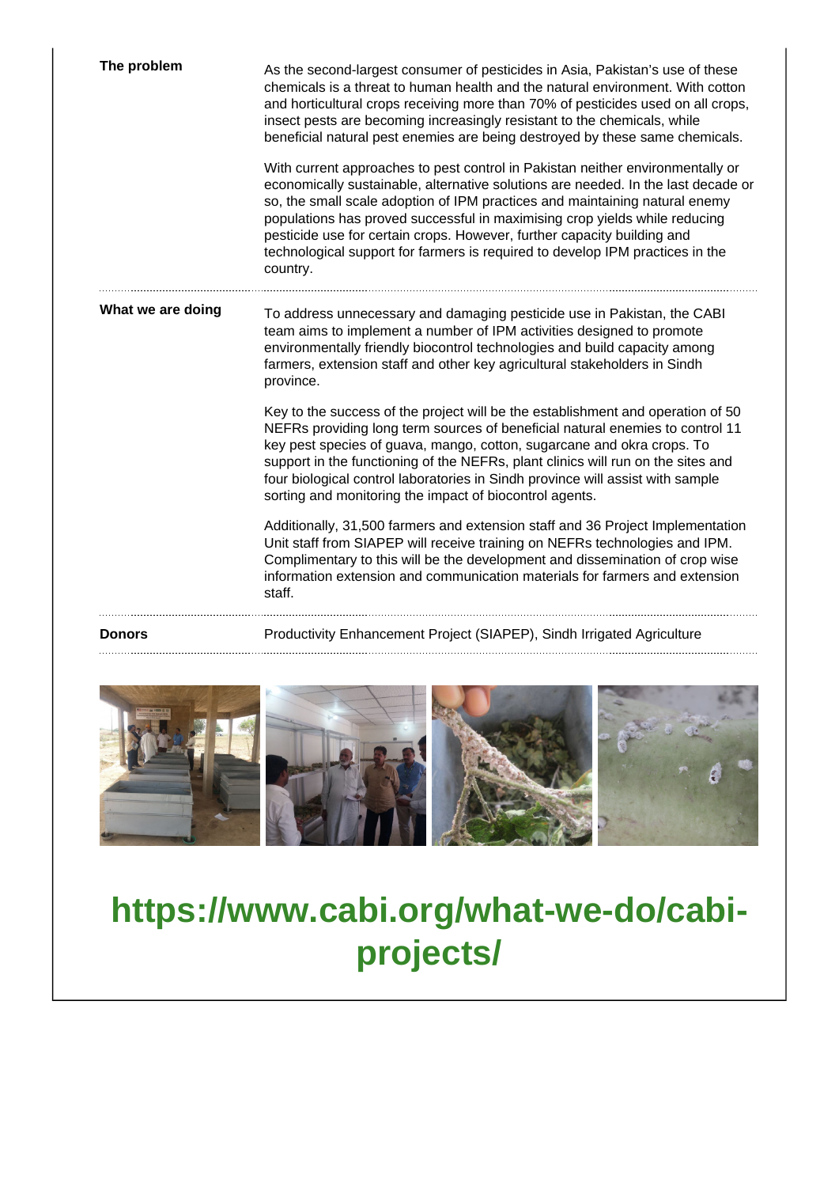**The problem**

As the second-largest consumer of pesticides in Asia, Pakistan's use of these chemicals is a threat to human health and the natural environment. With cotton and horticultural crops receiving more than 70% of pesticides used on all crops, insect pests are becoming increasingly resistant to the chemicals, while beneficial natural pest enemies are being destroyed by these same chemicals.

With current approaches to pest control in Pakistan neither environmentally or economically sustainable, alternative solutions are needed. In the last decade or so, the small scale adoption of IPM practices and maintaining natural enemy populations has proved successful in maximising crop yields while reducing pesticide use for certain crops. However, further capacity building and technological support for farmers is required to develop IPM practices in the country.

**What we are doing**

To address unnecessary and damaging pesticide use in Pakistan, the CABI team aims to implement a number of IPM activities designed to promote environmentally friendly biocontrol technologies and build capacity among farmers, extension staff and other key agricultural stakeholders in Sindh province.

Key to the success of the project will be the establishment and operation of 50 NEFRs providing long term sources of beneficial natural enemies to control 11 key pest species of guava, mango, cotton, sugarcane and okra crops. To support in the functioning of the NEFRs, plant clinics will run on the sites and four biological control laboratories in Sindh province will assist with sample sorting and monitoring the impact of biocontrol agents.

Additionally, 31,500 farmers and extension staff and 36 Project Implementation Unit staff from SIAPEP will receive training on NEFRs technologies and IPM. Complimentary to this will be the development and dissemination of crop wise information extension and communication materials for farmers and extension staff.

**Donors**

Productivity Enhancement Project (SIAPEP), Sindh Irrigated Agriculture

## https://www.cabi.org/what-we-do/cabi-projects/